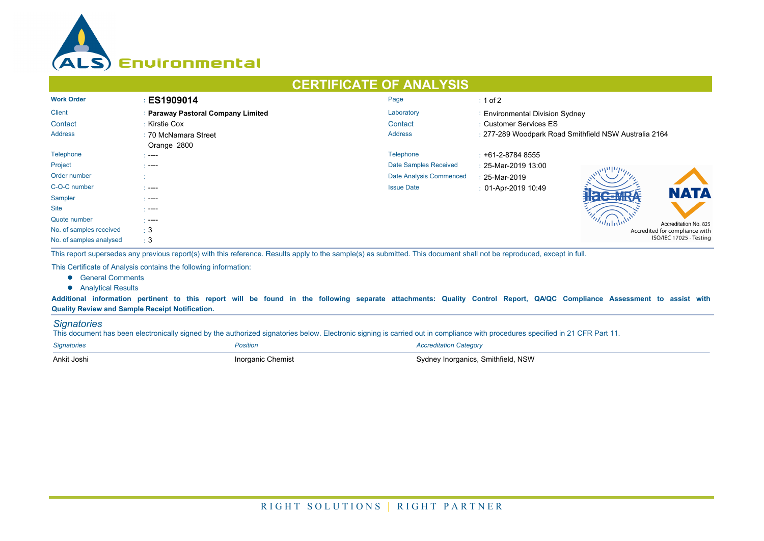ALS Environmental

# CERTIFICATE OF ANALYSIS

| | | | |
|---|---|---|---|
| **Work Order** | : **ES1909014** | Page | : 1 of 2 |
| Client | : **Paraway Pastoral Company Limited** | Laboratory | : Environmental Division Sydney |
| Contact | : Kirstie Cox | Contact | : Customer Services ES |
| Address | : 70 McNamara Street Orange 2800 | Address | : 277-289 Woodpark Road Smithfield NSW Australia 2164 |
| Telephone | : ---- | Telephone | : +61-2-8784 8555 |
| Project | : ---- | Date Samples Received | : 25-Mar-2019 13:00 |
| Order number | : | Date Analysis Commenced | : 25-Mar-2019 |
| C-O-C number | : ---- | Issue Date | : 01-Apr-2019 10:49 |
| Sampler | : ---- | | |
| Site | : ---- | | |
| Quote number | : ---- | | |
| No. of samples received | : 3 | | |
| No. of samples analysed | : 3 | | |

ilac-MRA NATA Accreditation No. 825 Accredited for compliance with ISO/IEC 17025 - Testing

This report supersedes any previous report(s) with this reference. Results apply to the sample(s) as submitted. This document shall not be reproduced, except in full.

This Certificate of Analysis contains the following information:

- General Comments
- Analytical Results

**Additional information pertinent to this report will be found in the following separate attachments: Quality Control Report, QA/QC Compliance Assessment to assist with Quality Review and Sample Receipt Notification.**

## *Signatories*

This document has been electronically signed by the authorized signatories below. Electronic signing is carried out in compliance with procedures specified in 21 CFR Part 11.

| *Signatories* | *Position* | *Accreditation Category* |
|---|---|---|
| Ankit Joshi | Inorganic Chemist | Sydney Inorganics, Smithfield, NSW |

RIGHT SOLUTIONS | RIGHT PARTNER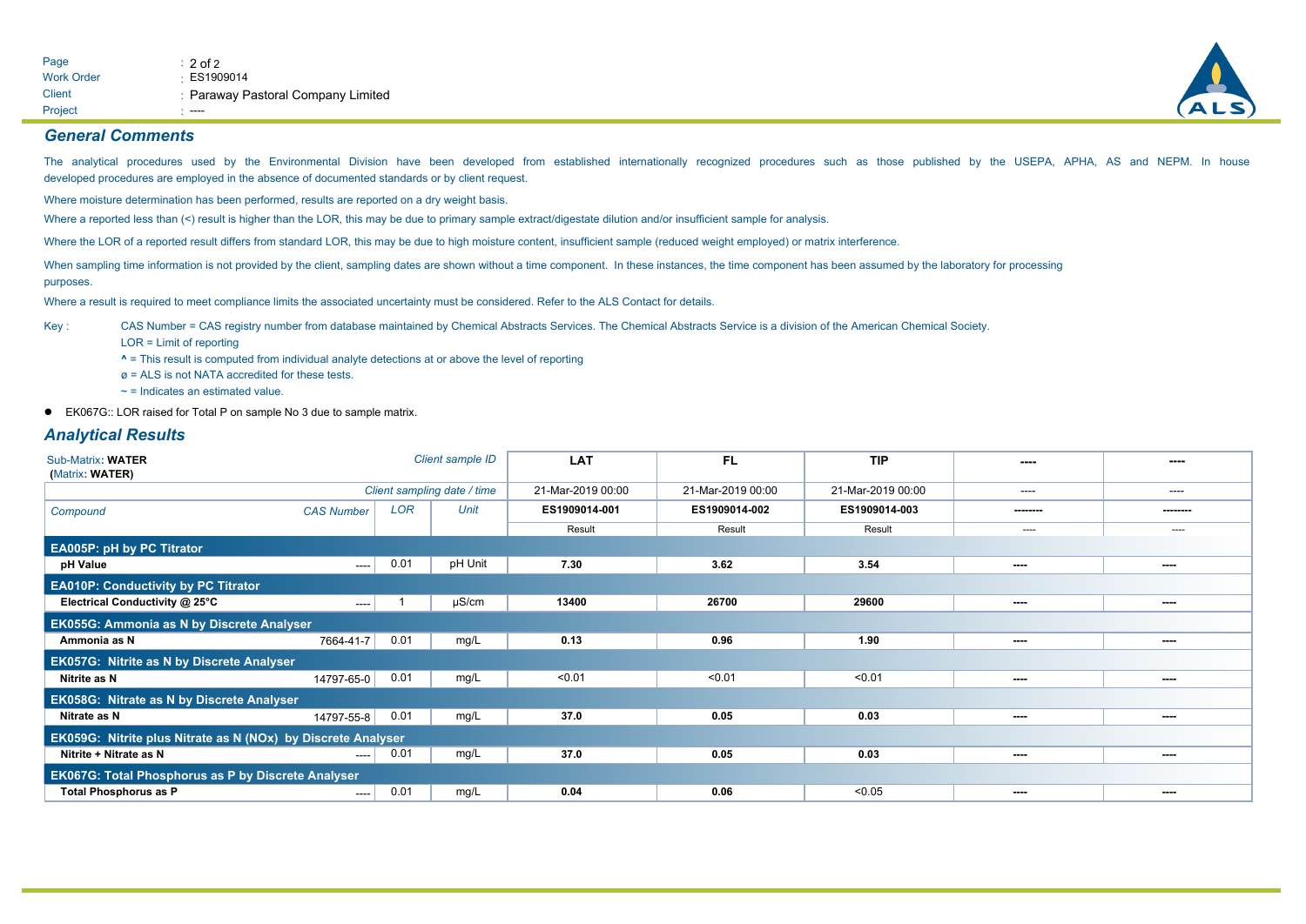| | |
|---|---|
| Page | : 2 of 2 |
| Work Order | : ES1909014 |
| Client | : Paraway Pastoral Company Limited |
| Project | : ---- |

## General Comments

The analytical procedures used by the Environmental Division have been developed from established internationally recognized procedures such as those published by the USEPA, APHA, AS and NEPM. In house developed procedures are employed in the absence of documented standards or by client request.

Where moisture determination has been performed, results are reported on a dry weight basis.

Where a reported less than (<) result is higher than the LOR, this may be due to primary sample extract/digestate dilution and/or insufficient sample for analysis.

Where the LOR of a reported result differs from standard LOR, this may be due to high moisture content, insufficient sample (reduced weight employed) or matrix interference.

When sampling time information is not provided by the client, sampling dates are shown without a time component. In these instances, the time component has been assumed by the laboratory for processing purposes.

Where a result is required to meet compliance limits the associated uncertainty must be considered. Refer to the ALS Contact for details.

Key : CAS Number = CAS registry number from database maintained by Chemical Abstracts Services. The Chemical Abstracts Service is a division of the American Chemical Society.
LOR = Limit of reporting
^ = This result is computed from individual analyte detections at or above the level of reporting
ø = ALS is not NATA accredited for these tests.
~ = Indicates an estimated value.

- EK067G:: LOR raised for Total P on sample No 3 due to sample matrix.

## Analytical Results

| Sub-Matrix: WATER (Matrix: WATER) | | | Client sample ID | LAT | FL | TIP | ---- | ---- |
|---|---|---|---|---|---|---|---|---|
| | | | Client sampling date / time | 21-Mar-2019 00:00 | 21-Mar-2019 00:00 | 21-Mar-2019 00:00 | ---- | ---- |
| Compound | CAS Number | LOR | Unit | ES1909014-001 | ES1909014-002 | ES1909014-003 | -------- | -------- |
| | | | | Result | Result | Result | ---- | ---- |
| **EA005P: pH by PC Titrator** | | | | | | | | |
| pH Value | ---- | 0.01 | pH Unit | 7.30 | 3.62 | 3.54 | ---- | ---- |
| **EA010P: Conductivity by PC Titrator** | | | | | | | | |
| Electrical Conductivity @ 25°C | ---- | 1 | µS/cm | 13400 | 26700 | 29600 | ---- | ---- |
| **EK055G: Ammonia as N by Discrete Analyser** | | | | | | | | |
| Ammonia as N | 7664-41-7 | 0.01 | mg/L | 0.13 | 0.96 | 1.90 | ---- | ---- |
| **EK057G: Nitrite as N by Discrete Analyser** | | | | | | | | |
| Nitrite as N | 14797-65-0 | 0.01 | mg/L | <0.01 | <0.01 | <0.01 | ---- | ---- |
| **EK058G: Nitrate as N by Discrete Analyser** | | | | | | | | |
| Nitrate as N | 14797-55-8 | 0.01 | mg/L | 37.0 | 0.05 | 0.03 | ---- | ---- |
| **EK059G: Nitrite plus Nitrate as N (NOx) by Discrete Analyser** | | | | | | | | |
| Nitrite + Nitrate as N | ---- | 0.01 | mg/L | 37.0 | 0.05 | 0.03 | ---- | ---- |
| **EK067G: Total Phosphorus as P by Discrete Analyser** | | | | | | | | |
| Total Phosphorus as P | ---- | 0.01 | mg/L | 0.04 | 0.06 | <0.05 | ---- | ---- |